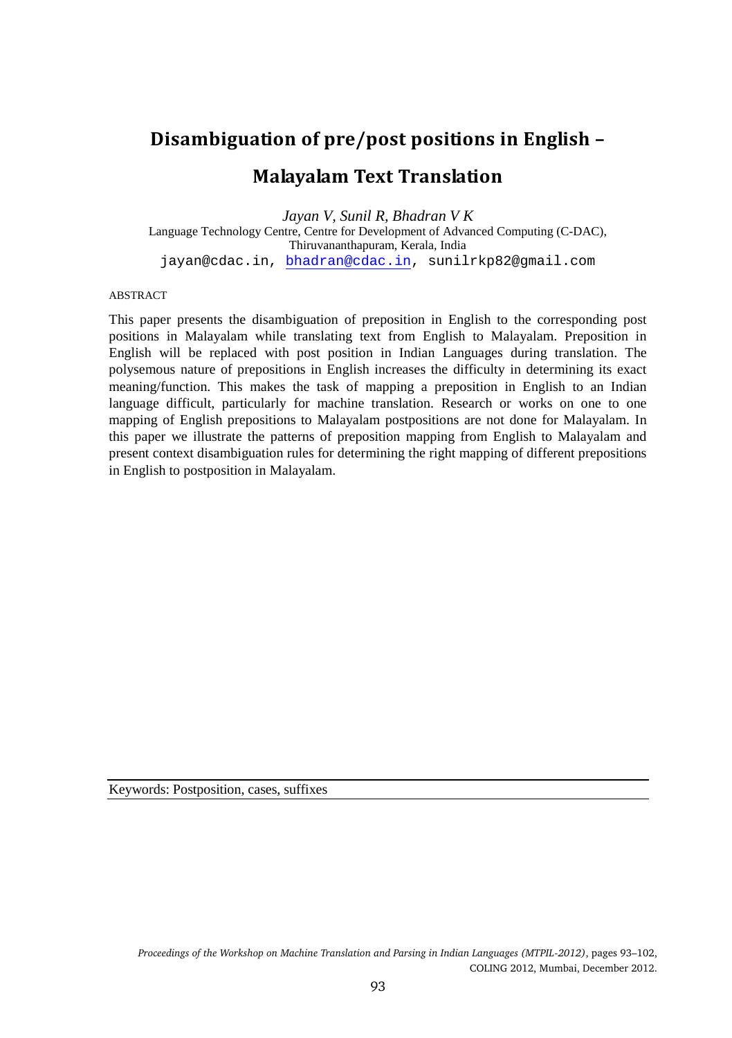# Disambiguation of pre/post positions in English – Malayalam Text Translation

*Jayan V, Sunil R, Bhadran V K*

Language Technology Centre, Centre for Development of Advanced Computing (C-DAC), Thiruvananthapuram, Kerala, India

jayan@cdac.in, bhadran@cdac.in, sunilrkp82@gmail.com

ABSTRACT

This paper presents the disambiguation of preposition in English to the corresponding post positions in Malayalam while translating text from English to Malayalam. Preposition in English will be replaced with post position in Indian Languages during translation. The polysemous nature of prepositions in English increases the difficulty in determining its exact meaning/function. This makes the task of mapping a preposition in English to an Indian language difficult, particularly for machine translation. Research or works on one to one mapping of English prepositions to Malayalam postpositions are not done for Malayalam. In this paper we illustrate the patterns of preposition mapping from English to Malayalam and present context disambiguation rules for determining the right mapping of different prepositions in English to postposition in Malayalam.

Keywords: Postposition, cases, suffixes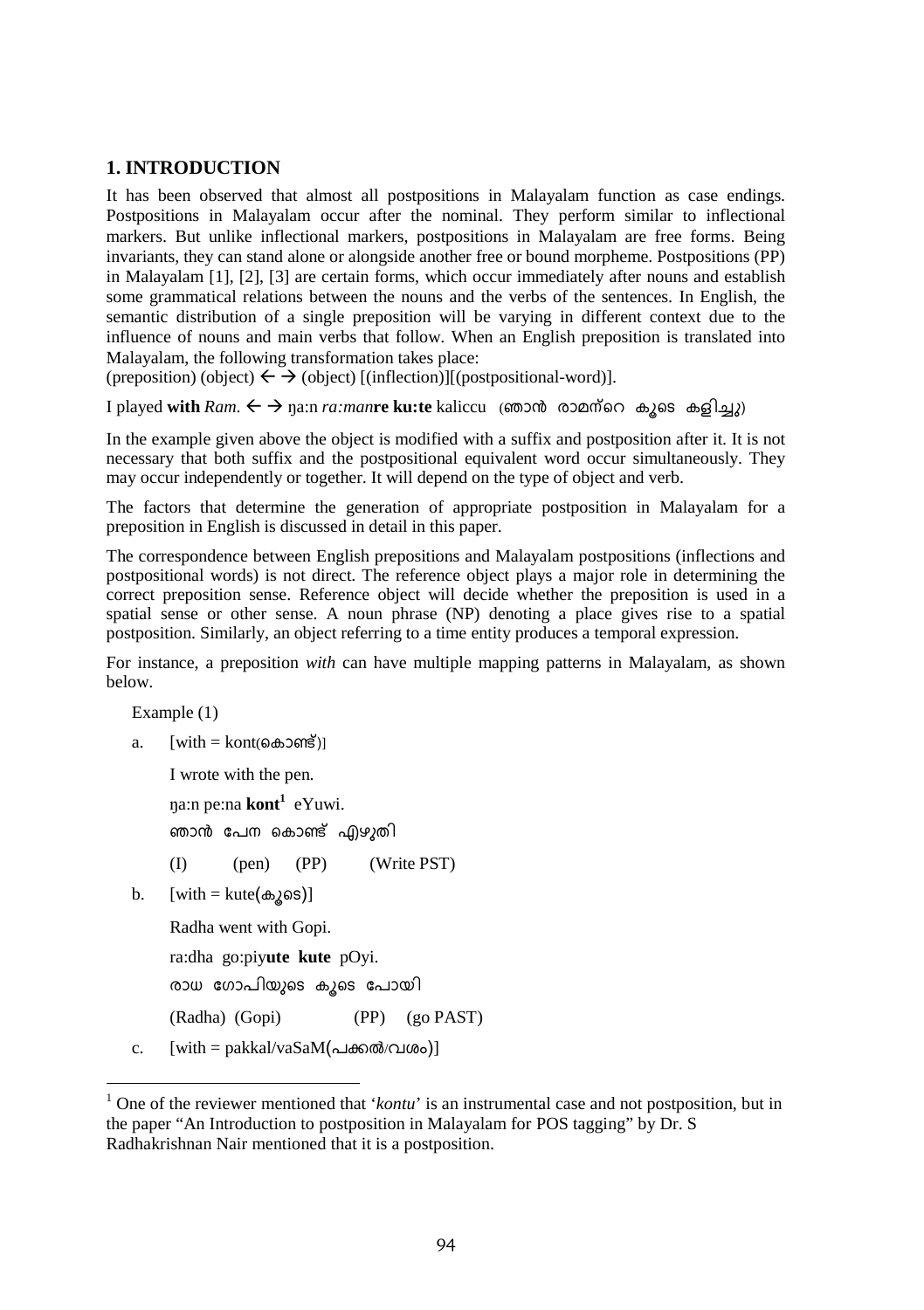## 1. INTRODUCTION

It has been observed that almost all postpositions in Malayalam function as case endings. Postpositions in Malayalam occur after the nominal. They perform similar to inflectional markers. But unlike inflectional markers, postpositions in Malayalam are free forms. Being invariants, they can stand alone or alongside another free or bound morpheme. Postpositions (PP) in Malayalam [1], [2], [3] are certain forms, which occur immediately after nouns and establish some grammatical relations between the nouns and the verbs of the sentences. In English, the semantic distribution of a single preposition will be varying in different context due to the influence of nouns and main verbs that follow. When an English preposition is translated into Malayalam, the following transformation takes place:

(preposition) (object) ←→ (object) [(inflection)][(postpositional-word)].

I played **with** *Ram*. ←→ ŋa:n *ra:man***re ku:te** kaliccu (ഞാൻ രാമന്റെ കൂടെ കളിച്ചു)

In the example given above the object is modified with a suffix and postposition after it. It is not necessary that both suffix and the postpositional equivalent word occur simultaneously. They may occur independently or together. It will depend on the type of object and verb.

The factors that determine the generation of appropriate postposition in Malayalam for a preposition in English is discussed in detail in this paper.

The correspondence between English prepositions and Malayalam postpositions (inflections and postpositional words) is not direct. The reference object plays a major role in determining the correct preposition sense. Reference object will decide whether the preposition is used in a spatial sense or other sense. A noun phrase (NP) denoting a place gives rise to a spatial postposition. Similarly, an object referring to a time entity produces a temporal expression.

For instance, a preposition *with* can have multiple mapping patterns in Malayalam, as shown below.

Example (1)

a. [with = kont(കൊണ്ട്)]

I wrote with the pen.

ŋa:n pe:na **kont**[1] eYuwi.

ഞാൻ പേന കൊണ്ട് എഴുതി

(I) (pen) (PP) (Write PST)

b. [with = kute(കൂടെ)]

Radha went with Gopi.

ra:dha go:piy**ute** **kute** pOyi.

രാധ ഗോപിയുടെ കൂടെ പോയി

(Radha) (Gopi) (PP) (go PAST)

c. [with = pakkal/vaSaM(പക്കൽ/വശം)]

[1] One of the reviewer mentioned that '*kontu*' is an instrumental case and not postposition, but in the paper "An Introduction to postposition in Malayalam for POS tagging" by Dr. S Radhakrishnan Nair mentioned that it is a postposition.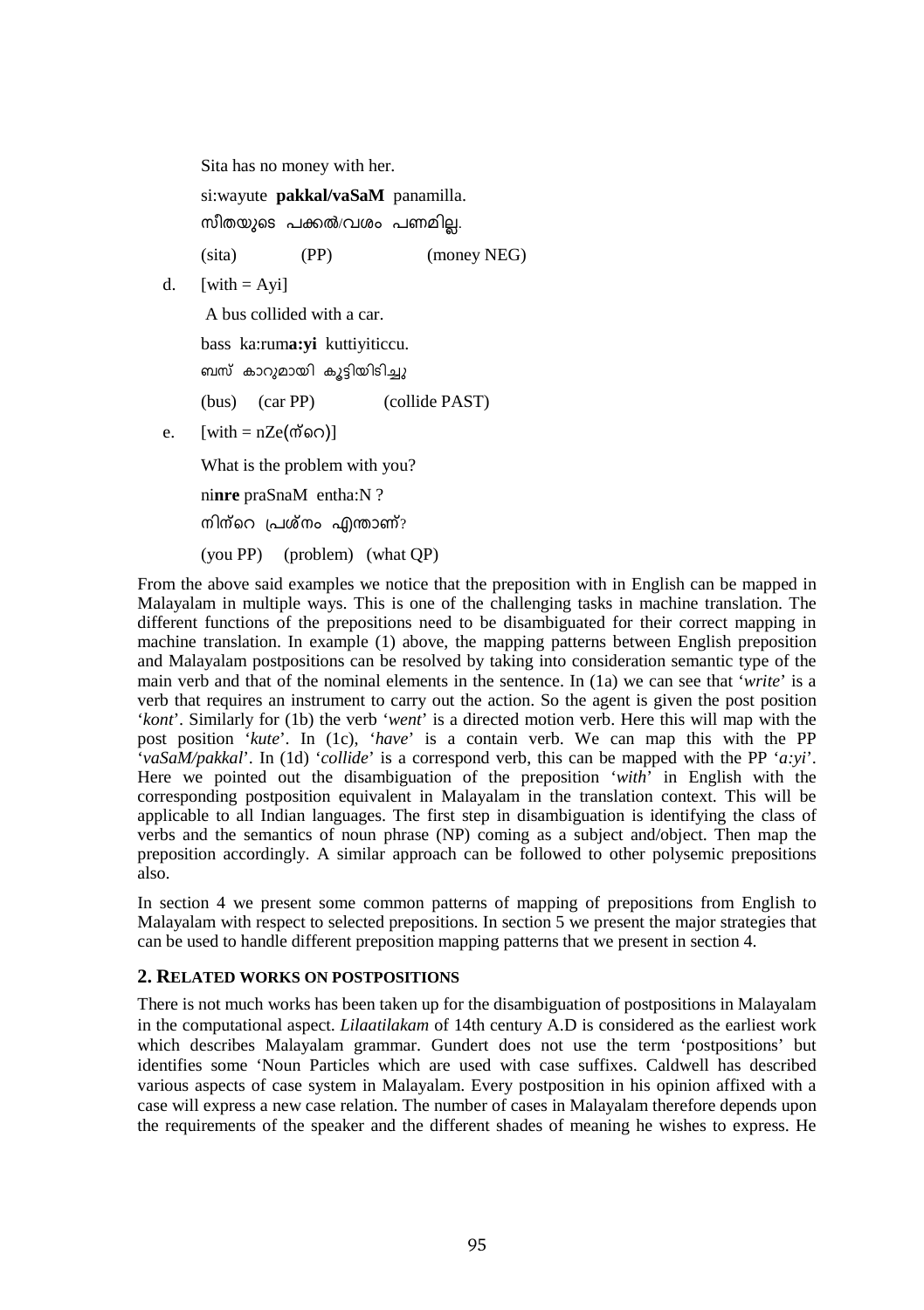Sita has no money with her.

si:wayute **pakkal/vaSaM** panamilla.

സീതയുടെ പക്കൽ/വശം പണമില്ല.

(sita) (PP) (money NEG)

d. [with = Ayi]

A bus collided with a car.

bass ka:rum**a:yi** kuttiyiticcu.

ബസ് കാറുമായി കൂട്ടിയിടിച്ചു

(bus) (car PP) (collide PAST)

e. [with = nZe(ന്റെ)]

What is the problem with you?

ni**nre** praSnaM entha:N ?

നിന്റെ പ്രശ്നം എന്താണ്?

(you PP) (problem) (what QP)

From the above said examples we notice that the preposition with in English can be mapped in Malayalam in multiple ways. This is one of the challenging tasks in machine translation. The different functions of the prepositions need to be disambiguated for their correct mapping in machine translation. In example (1) above, the mapping patterns between English preposition and Malayalam postpositions can be resolved by taking into consideration semantic type of the main verb and that of the nominal elements in the sentence. In (1a) we can see that '*write*' is a verb that requires an instrument to carry out the action. So the agent is given the post position '*kont*'. Similarly for (1b) the verb '*went*' is a directed motion verb. Here this will map with the post position '*kute*'. In (1c), '*have*' is a contain verb. We can map this with the PP '*vaSaM/pakkal*'. In (1d) '*collide*' is a correspond verb, this can be mapped with the PP '*a:yi*'. Here we pointed out the disambiguation of the preposition '*with*' in English with the corresponding postposition equivalent in Malayalam in the translation context. This will be applicable to all Indian languages. The first step in disambiguation is identifying the class of verbs and the semantics of noun phrase (NP) coming as a subject and/object. Then map the preposition accordingly. A similar approach can be followed to other polysemic prepositions also.

In section 4 we present some common patterns of mapping of prepositions from English to Malayalam with respect to selected prepositions. In section 5 we present the major strategies that can be used to handle different preposition mapping patterns that we present in section 4.

## 2. RELATED WORKS ON POSTPOSITIONS

There is not much works has been taken up for the disambiguation of postpositions in Malayalam in the computational aspect. *Lilaatilakam* of 14th century A.D is considered as the earliest work which describes Malayalam grammar. Gundert does not use the term 'postpositions' but identifies some 'Noun Particles which are used with case suffixes. Caldwell has described various aspects of case system in Malayalam. Every postposition in his opinion affixed with a case will express a new case relation. The number of cases in Malayalam therefore depends upon the requirements of the speaker and the different shades of meaning he wishes to express. He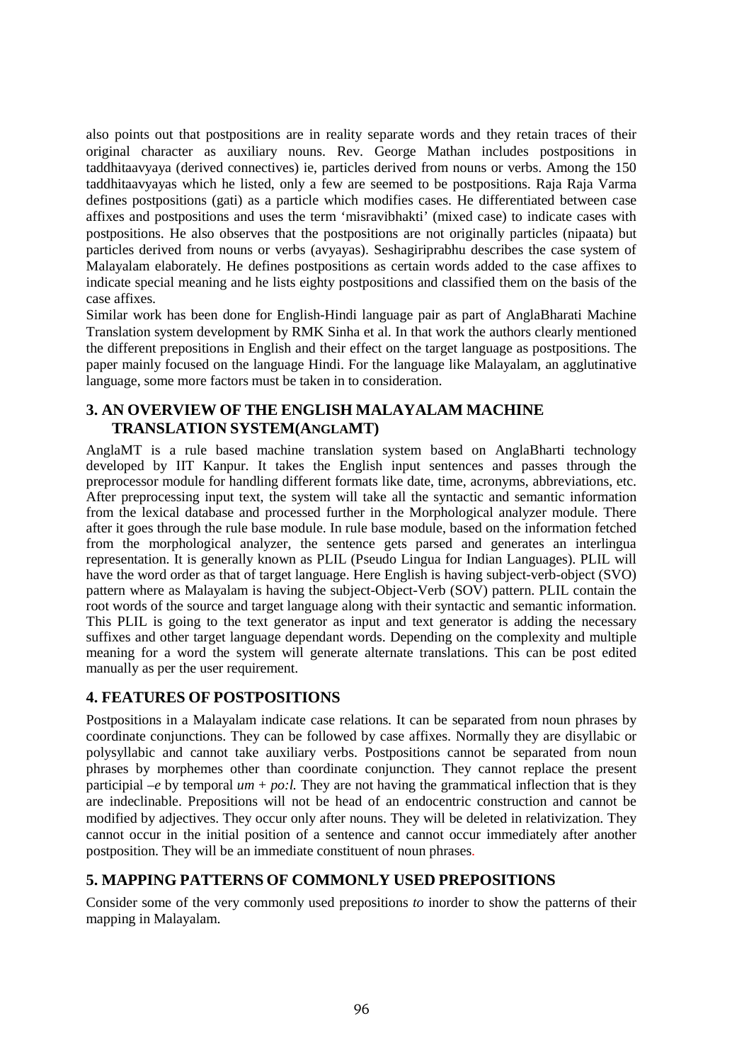also points out that postpositions are in reality separate words and they retain traces of their original character as auxiliary nouns. Rev. George Mathan includes postpositions in taddhitaavyaya (derived connectives) ie, particles derived from nouns or verbs. Among the 150 taddhitaavyayas which he listed, only a few are seemed to be postpositions. Raja Raja Varma defines postpositions (gati) as a particle which modifies cases. He differentiated between case affixes and postpositions and uses the term 'misravibhakti' (mixed case) to indicate cases with postpositions. He also observes that the postpositions are not originally particles (nipaata) but particles derived from nouns or verbs (avyayas). Seshagiriprabhu describes the case system of Malayalam elaborately. He defines postpositions as certain words added to the case affixes to indicate special meaning and he lists eighty postpositions and classified them on the basis of the case affixes.

Similar work has been done for English-Hindi language pair as part of AnglaBharati Machine Translation system development by RMK Sinha et al. In that work the authors clearly mentioned the different prepositions in English and their effect on the target language as postpositions. The paper mainly focused on the language Hindi. For the language like Malayalam, an agglutinative language, some more factors must be taken in to consideration.

## 3. AN OVERVIEW OF THE ENGLISH MALAYALAM MACHINE TRANSLATION SYSTEM(ANGLAMT)

AnglaMT is a rule based machine translation system based on AnglaBharti technology developed by IIT Kanpur. It takes the English input sentences and passes through the preprocessor module for handling different formats like date, time, acronyms, abbreviations, etc. After preprocessing input text, the system will take all the syntactic and semantic information from the lexical database and processed further in the Morphological analyzer module. There after it goes through the rule base module. In rule base module, based on the information fetched from the morphological analyzer, the sentence gets parsed and generates an interlingua representation. It is generally known as PLIL (Pseudo Lingua for Indian Languages). PLIL will have the word order as that of target language. Here English is having subject-verb-object (SVO) pattern where as Malayalam is having the subject-Object-Verb (SOV) pattern. PLIL contain the root words of the source and target language along with their syntactic and semantic information. This PLIL is going to the text generator as input and text generator is adding the necessary suffixes and other target language dependant words. Depending on the complexity and multiple meaning for a word the system will generate alternate translations. This can be post edited manually as per the user requirement.

## 4. FEATURES OF POSTPOSITIONS

Postpositions in a Malayalam indicate case relations. It can be separated from noun phrases by coordinate conjunctions. They can be followed by case affixes. Normally they are disyllabic or polysyllabic and cannot take auxiliary verbs. Postpositions cannot be separated from noun phrases by morphemes other than coordinate conjunction. They cannot replace the present participial *–e* by temporal *um* + *po:l.* They are not having the grammatical inflection that is they are indeclinable. Prepositions will not be head of an endocentric construction and cannot be modified by adjectives. They occur only after nouns. They will be deleted in relativization. They cannot occur in the initial position of a sentence and cannot occur immediately after another postposition. They will be an immediate constituent of noun phrases.

## 5. MAPPING PATTERNS OF COMMONLY USED PREPOSITIONS

Consider some of the very commonly used prepositions *to* inorder to show the patterns of their mapping in Malayalam.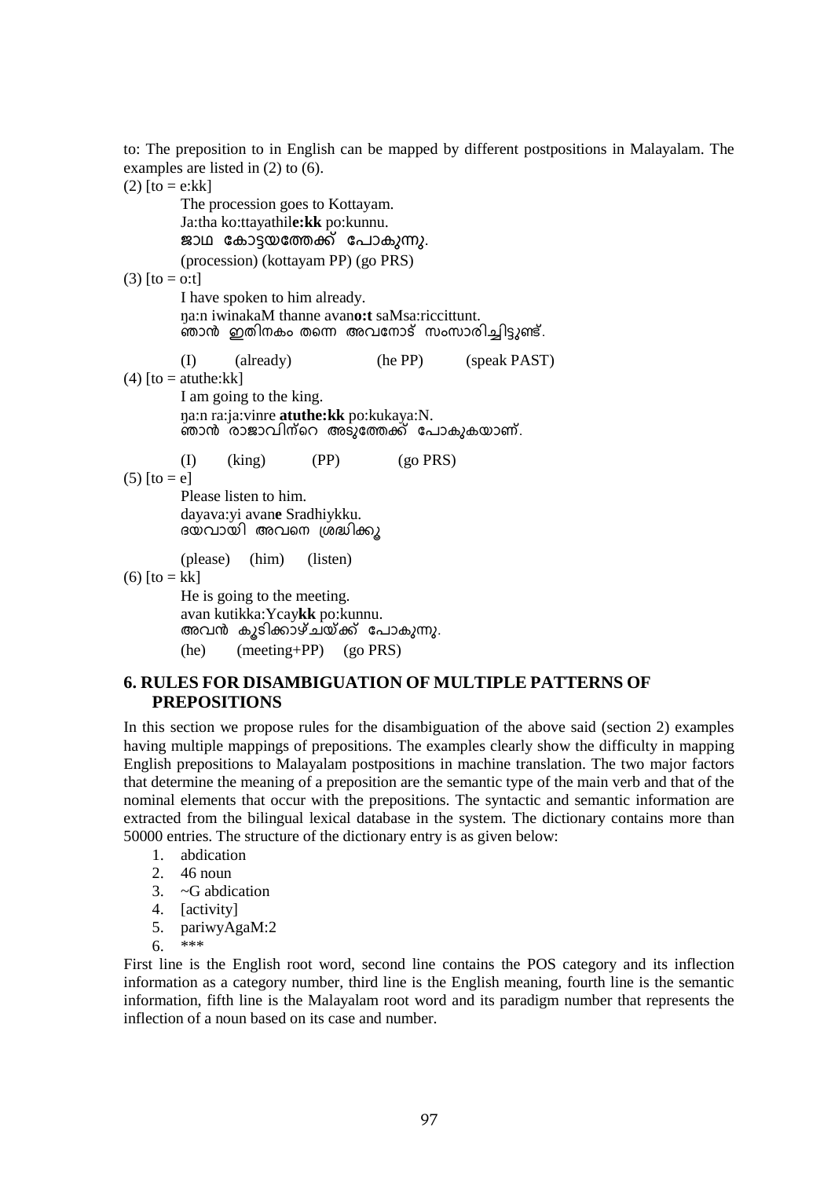to: The preposition to in English can be mapped by different postpositions in Malayalam. The examples are listed in (2) to (6).

(2) [to = e:kk]

The procession goes to Kottayam.
Ja:tha ko:ttayathil**e:kk** po:kunnu.
ജാഥ കോട്ടയത്തേക്ക് പോകുന്നു.
(procession) (kottayam PP) (go PRS)

(3) [to = o:t]

I have spoken to him already.
ŋa:n iwinakaM thanne avan**o:t** saMsa:riccittunt.
ഞാൻ ഇതിനകം തന്നെ അവനോട് സംസാരിച്ചിട്ടുണ്ട്.

(I) (already) (he PP) (speak PAST)

(4) [to = atuthe:kk]

I am going to the king.
ŋa:n ra:ja:vinre **atuthe:kk** po:kukaya:N.
ഞാൻ രാജാവിന്റെ അടുത്തേക്ക് പോകുകയാണ്.

(I) (king) (PP) (go PRS)

(5) [to = e]

Please listen to him.
dayava:yi avan**e** Sradhiykku.
ദയവായി അവനെ ശ്രദ്ധിക്കൂ

(please) (him) (listen)

(6) [to = kk]

He is going to the meeting.
avan kutikka:Ycay**kk** po:kunnu.
അവൻ കൂടിക്കാഴ്ചയ്ക്ക് പോകുന്നു.
(he) (meeting+PP) (go PRS)

## 6. RULES FOR DISAMBIGUATION OF MULTIPLE PATTERNS OF PREPOSITIONS

In this section we propose rules for the disambiguation of the above said (section 2) examples having multiple mappings of prepositions. The examples clearly show the difficulty in mapping English prepositions to Malayalam postpositions in machine translation. The two major factors that determine the meaning of a preposition are the semantic type of the main verb and that of the nominal elements that occur with the prepositions. The syntactic and semantic information are extracted from the bilingual lexical database in the system. The dictionary contains more than 50000 entries. The structure of the dictionary entry is as given below:

1. abdication
2. 46 noun
3. ~G abdication
4. [activity]
5. pariwyAgaM:2
6. ***

First line is the English root word, second line contains the POS category and its inflection information as a category number, third line is the English meaning, fourth line is the semantic information, fifth line is the Malayalam root word and its paradigm number that represents the inflection of a noun based on its case and number.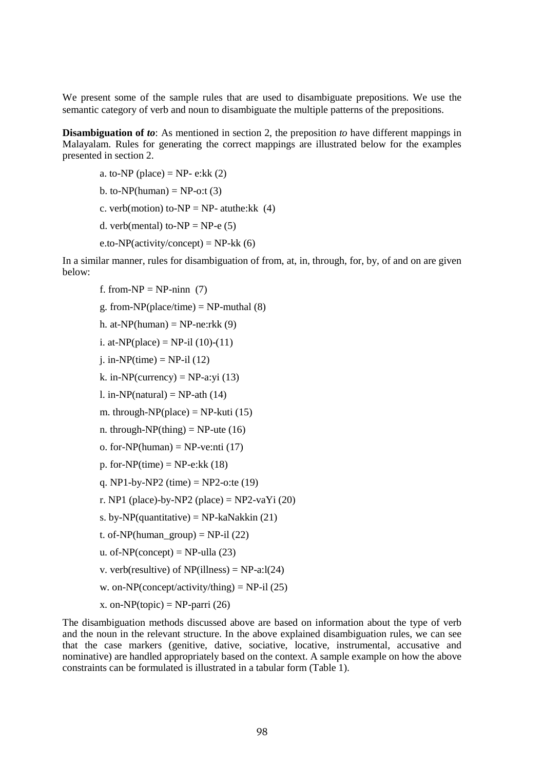We present some of the sample rules that are used to disambiguate prepositions. We use the semantic category of verb and noun to disambiguate the multiple patterns of the prepositions.

**Disambiguation of *to***: As mentioned in section 2, the preposition *to* have different mappings in Malayalam. Rules for generating the correct mappings are illustrated below for the examples presented in section 2.

a. to-NP (place) = NP- e:kk (2)

b. to-NP(human) = NP-o:t (3)

c. verb(motion) to-NP = NP- atuthe:kk (4)

d. verb(mental) to-NP = NP-e (5)

e.to-NP(activity/concept) = NP-kk (6)

In a similar manner, rules for disambiguation of from, at, in, through, for, by, of and on are given below:

f. from-NP = NP-ninn (7)

g. from-NP(place/time) = NP-muthal (8)

h. at-NP(human) = NP-ne:rkk (9)

i. at-NP(place) = NP-il (10)-(11)

j. in-NP(time) = NP-il (12)

k. in-NP(currency) = NP-a:yi (13)

l. in-NP(natural) = NP-ath (14)

m. through-NP(place) = NP-kuti (15)

n. through-NP(thing) = NP-ute (16)

o. for-NP(human) = NP-ve:nti (17)

p. for-NP(time) = NP-e:kk (18)

q. NP1-by-NP2 (time) = NP2-o:te (19)

r. NP1 (place)-by-NP2 (place) = NP2-vaYi (20)

s. by-NP(quantitative) = NP-kaNakkin (21)

t. of-NP(human_group) = NP-il (22)

u. of-NP(concept) = NP-ulla (23)

v. verb(resultive) of NP(illness) = NP-a:l(24)

w. on-NP(concept/activity/thing) = NP-il (25)

x. on-NP(topic) = NP-parri (26)

The disambiguation methods discussed above are based on information about the type of verb and the noun in the relevant structure. In the above explained disambiguation rules, we can see that the case markers (genitive, dative, sociative, locative, instrumental, accusative and nominative) are handled appropriately based on the context. A sample example on how the above constraints can be formulated is illustrated in a tabular form (Table 1).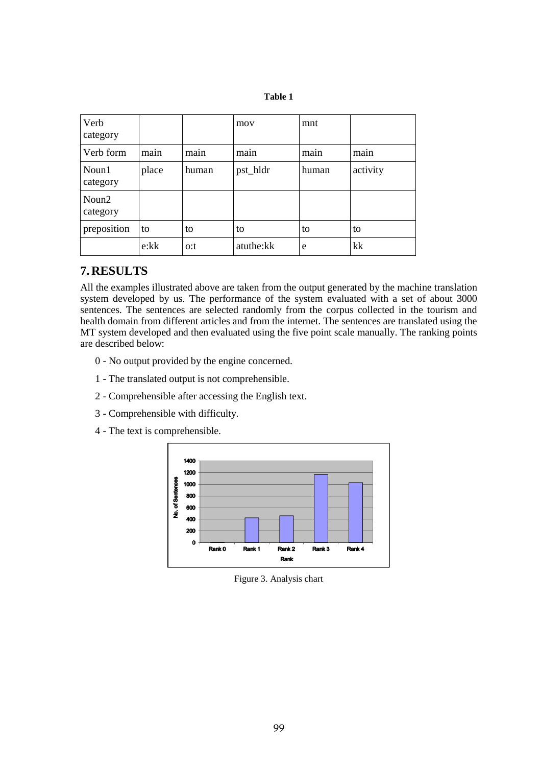**Table 1**

| Verb category | | | mov | mnt | |
|---|---|---|---|---|---|
| Verb form | main | main | main | main | main |
| Noun1 category | place | human | pst_hldr | human | activity |
| Noun2 category | | | | | |
| preposition | to | to | to | to | to |
| | e:kk | o:t | atuthe:kk | e | kk |

## 7. RESULTS

All the examples illustrated above are taken from the output generated by the machine translation system developed by us. The performance of the system evaluated with a set of about 3000 sentences. The sentences are selected randomly from the corpus collected in the tourism and health domain from different articles and from the internet. The sentences are translated using the MT system developed and then evaluated using the five point scale manually. The ranking points are described below:

0 - No output provided by the engine concerned.

1 - The translated output is not comprehensible.

2 - Comprehensible after accessing the English text.

3 - Comprehensible with difficulty.

4 - The text is comprehensible.

Figure 3. Analysis chart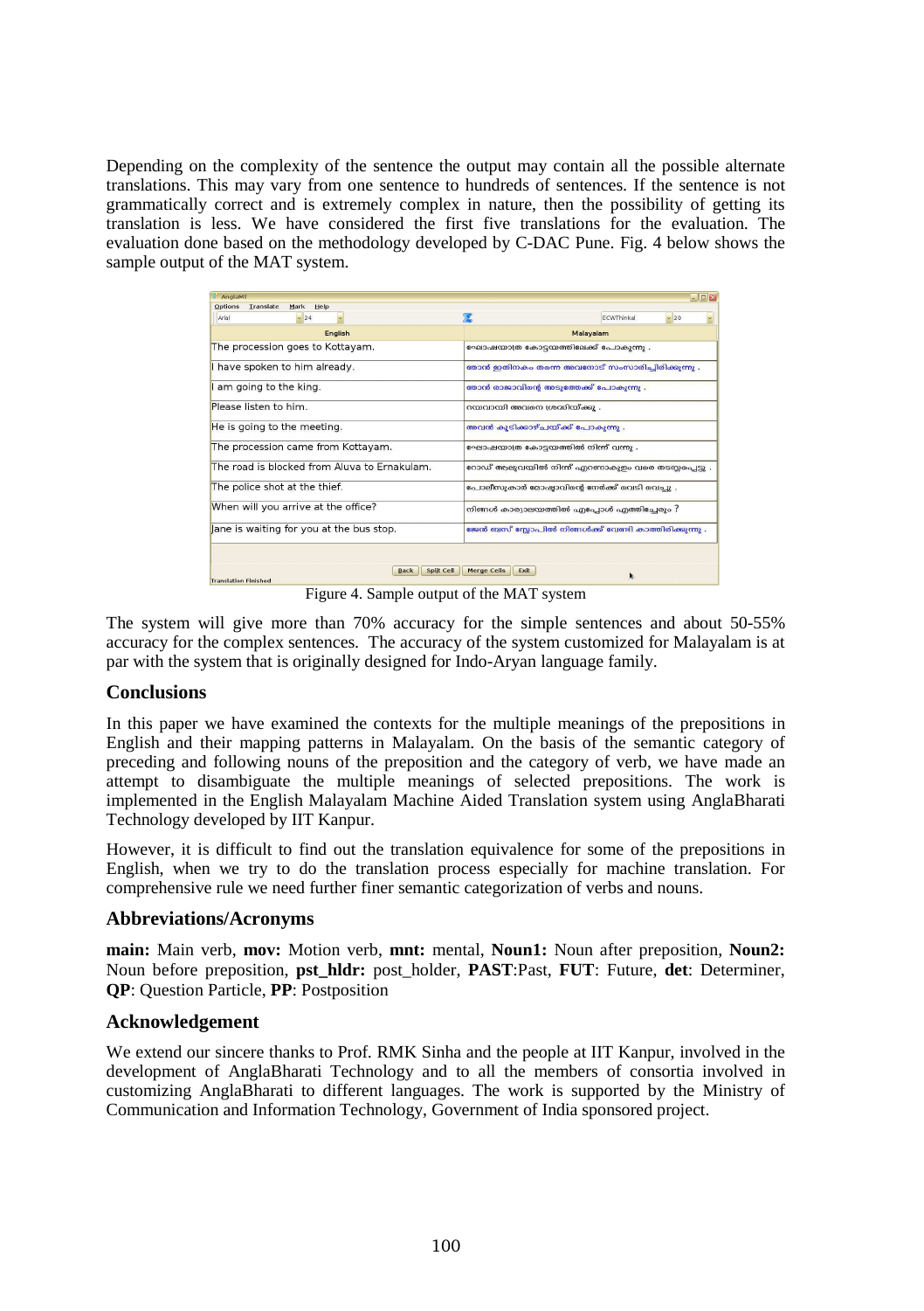Depending on the complexity of the sentence the output may contain all the possible alternate translations. This may vary from one sentence to hundreds of sentences. If the sentence is not grammatically correct and is extremely complex in nature, then the possibility of getting its translation is less. We have considered the first five translations for the evaluation. The evaluation done based on the methodology developed by C-DAC Pune. Fig. 4 below shows the sample output of the MAT system.

| English | Malayalam |
|---|---|
| The procession goes to Kottayam. | ഘോഷയാത്ര കോട്ടയത്തിലേക്ക് പോകുന്നു . |
| I have spoken to him already. | ഞാൻ ഇതിനകം തന്നെ അവനോട് സംസാരിച്ചിരിക്കുന്നു . |
| I am going to the king. | ഞാൻ രാജാവിന്റെ അടുത്തേക്ക് പോകുന്നു . |
| Please listen to him. | ദയവായി അവനെ ശ്രദ്ധിയ്ക്കു . |
| He is going to the meeting. | അവൻ കൂടിക്കാഴ്ചയ്ക്ക് പോകുന്നു . |
| The procession came from Kottayam. | ഘോഷയാത്ര കോട്ടയത്തിൽ നിന്ന് വന്നു . |
| The road is blocked from Aluva to Ernakulam. | റോഡ് ആലുവയിൽ നിന്ന് എറണാകുളം വരെ തടസ്സപ്പെട്ടു . |
| The police shot at the thief. | പോലീസുകാർ മോഷ്ടാവിന്റെ നേർക്ക് വെടി വെച്ചു . |
| When will you arrive at the office? | നിങ്ങൾ കാര്യാലയത്തിൽ എപ്പോൾ എത്തിച്ചേരും ? |
| Jane is waiting for you at the bus stop. | ജെയ്ൻ ബസ് സ്റ്റോപ്പിൽ നിങ്ങൾക്ക് വേണ്ടി കാത്തിരിക്കുന്നു . |

Figure 4. Sample output of the MAT system

The system will give more than 70% accuracy for the simple sentences and about 50-55% accuracy for the complex sentences. The accuracy of the system customized for Malayalam is at par with the system that is originally designed for Indo-Aryan language family.

## Conclusions

In this paper we have examined the contexts for the multiple meanings of the prepositions in English and their mapping patterns in Malayalam. On the basis of the semantic category of preceding and following nouns of the preposition and the category of verb, we have made an attempt to disambiguate the multiple meanings of selected prepositions. The work is implemented in the English Malayalam Machine Aided Translation system using AnglaBharati Technology developed by IIT Kanpur.

However, it is difficult to find out the translation equivalence for some of the prepositions in English, when we try to do the translation process especially for machine translation. For comprehensive rule we need further finer semantic categorization of verbs and nouns.

## Abbreviations/Acronyms

**main:** Main verb, **mov:** Motion verb, **mnt:** mental, **Noun1:** Noun after preposition, **Noun2:** Noun before preposition, **pst_hldr:** post_holder, **PAST**:Past, **FUT**: Future, **det**: Determiner, **QP**: Question Particle, **PP**: Postposition

## Acknowledgement

We extend our sincere thanks to Prof. RMK Sinha and the people at IIT Kanpur, involved in the development of AnglaBharati Technology and to all the members of consortia involved in customizing AnglaBharati to different languages. The work is supported by the Ministry of Communication and Information Technology, Government of India sponsored project.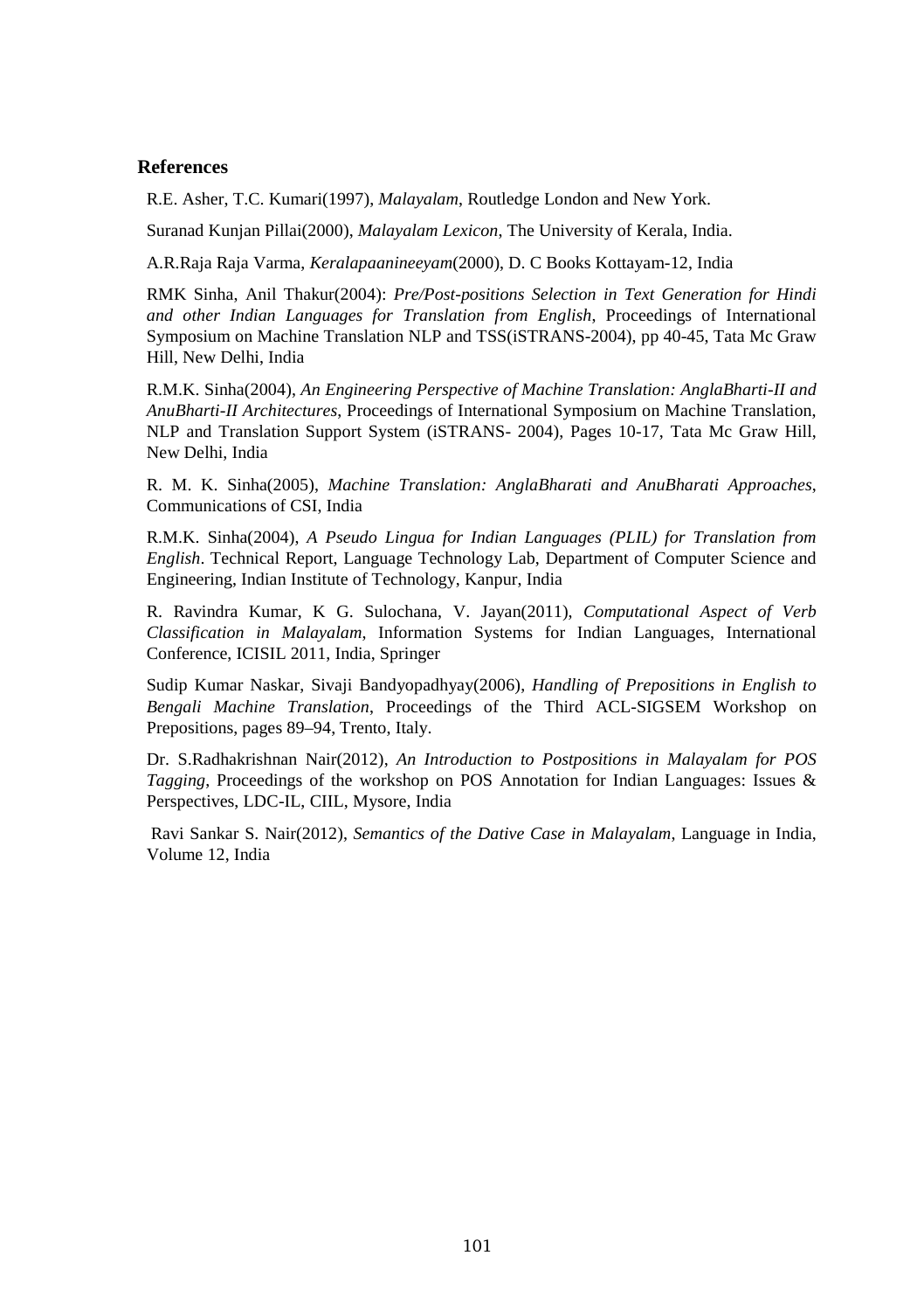## References

R.E. Asher, T.C. Kumari(1997), *Malayalam*, Routledge London and New York.

Suranad Kunjan Pillai(2000), *Malayalam Lexicon*, The University of Kerala, India.

A.R.Raja Raja Varma, *Keralapaanineeyam*(2000), D. C Books Kottayam-12, India

RMK Sinha, Anil Thakur(2004): *Pre/Post-positions Selection in Text Generation for Hindi and other Indian Languages for Translation from English*, Proceedings of International Symposium on Machine Translation NLP and TSS(iSTRANS-2004), pp 40-45, Tata Mc Graw Hill, New Delhi, India

R.M.K. Sinha(2004), *An Engineering Perspective of Machine Translation: AnglaBharti-II and AnuBharti-II Architectures*, Proceedings of International Symposium on Machine Translation, NLP and Translation Support System (iSTRANS- 2004), Pages 10-17, Tata Mc Graw Hill, New Delhi, India

R. M. K. Sinha(2005), *Machine Translation: AnglaBharati and AnuBharati Approaches*, Communications of CSI, India

R.M.K. Sinha(2004), *A Pseudo Lingua for Indian Languages (PLIL) for Translation from English*. Technical Report, Language Technology Lab, Department of Computer Science and Engineering, Indian Institute of Technology, Kanpur, India

R. Ravindra Kumar, K G. Sulochana, V. Jayan(2011), *Computational Aspect of Verb Classification in Malayalam*, Information Systems for Indian Languages, International Conference, ICISIL 2011, India, Springer

Sudip Kumar Naskar, Sivaji Bandyopadhyay(2006), *Handling of Prepositions in English to Bengali Machine Translation*, Proceedings of the Third ACL-SIGSEM Workshop on Prepositions, pages 89–94, Trento, Italy.

Dr. S.Radhakrishnan Nair(2012), *An Introduction to Postpositions in Malayalam for POS Tagging*, Proceedings of the workshop on POS Annotation for Indian Languages: Issues & Perspectives, LDC-IL, CIIL, Mysore, India

Ravi Sankar S. Nair(2012), *Semantics of the Dative Case in Malayalam*, Language in India, Volume 12, India